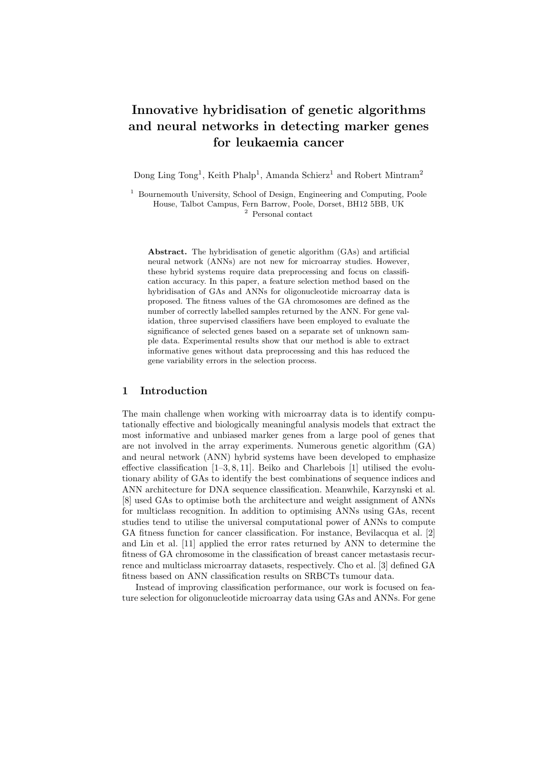# Innovative hybridisation of genetic algorithms and neural networks in detecting marker genes for leukaemia cancer

Dong Ling Tong[1], Keith Phalp[1], Amanda Schierz[1] and Robert Mintram[2]

[1] Bournemouth University, School of Design, Engineering and Computing, Poole House, Talbot Campus, Fern Barrow, Poole, Dorset, BH12 5BB, UK
[2] Personal contact

**Abstract.** The hybridisation of genetic algorithm (GAs) and artificial neural network (ANNs) are not new for microarray studies. However, these hybrid systems require data preprocessing and focus on classification accuracy. In this paper, a feature selection method based on the hybridisation of GAs and ANNs for oligonucleotide microarray data is proposed. The fitness values of the GA chromosomes are defined as the number of correctly labelled samples returned by the ANN. For gene validation, three supervised classifiers have been employed to evaluate the significance of selected genes based on a separate set of unknown sample data. Experimental results show that our method is able to extract informative genes without data preprocessing and this has reduced the gene variability errors in the selection process.

## 1 Introduction

The main challenge when working with microarray data is to identify computationally effective and biologically meaningful analysis models that extract the most informative and unbiased marker genes from a large pool of genes that are not involved in the array experiments. Numerous genetic algorithm (GA) and neural network (ANN) hybrid systems have been developed to emphasize effective classification [1–3, 8, 11]. Beiko and Charlebois [1] utilised the evolutionary ability of GAs to identify the best combinations of sequence indices and ANN architecture for DNA sequence classification. Meanwhile, Karzynski et al. [8] used GAs to optimise both the architecture and weight assignment of ANNs for multiclass recognition. In addition to optimising ANNs using GAs, recent studies tend to utilise the universal computational power of ANNs to compute GA fitness function for cancer classification. For instance, Bevilacqua et al. [2] and Lin et al. [11] applied the error rates returned by ANN to determine the fitness of GA chromosome in the classification of breast cancer metastasis recurrence and multiclass microarray datasets, respectively. Cho et al. [3] defined GA fitness based on ANN classification results on SRBCTs tumour data.

Instead of improving classification performance, our work is focused on feature selection for oligonucleotide microarray data using GAs and ANNs. For gene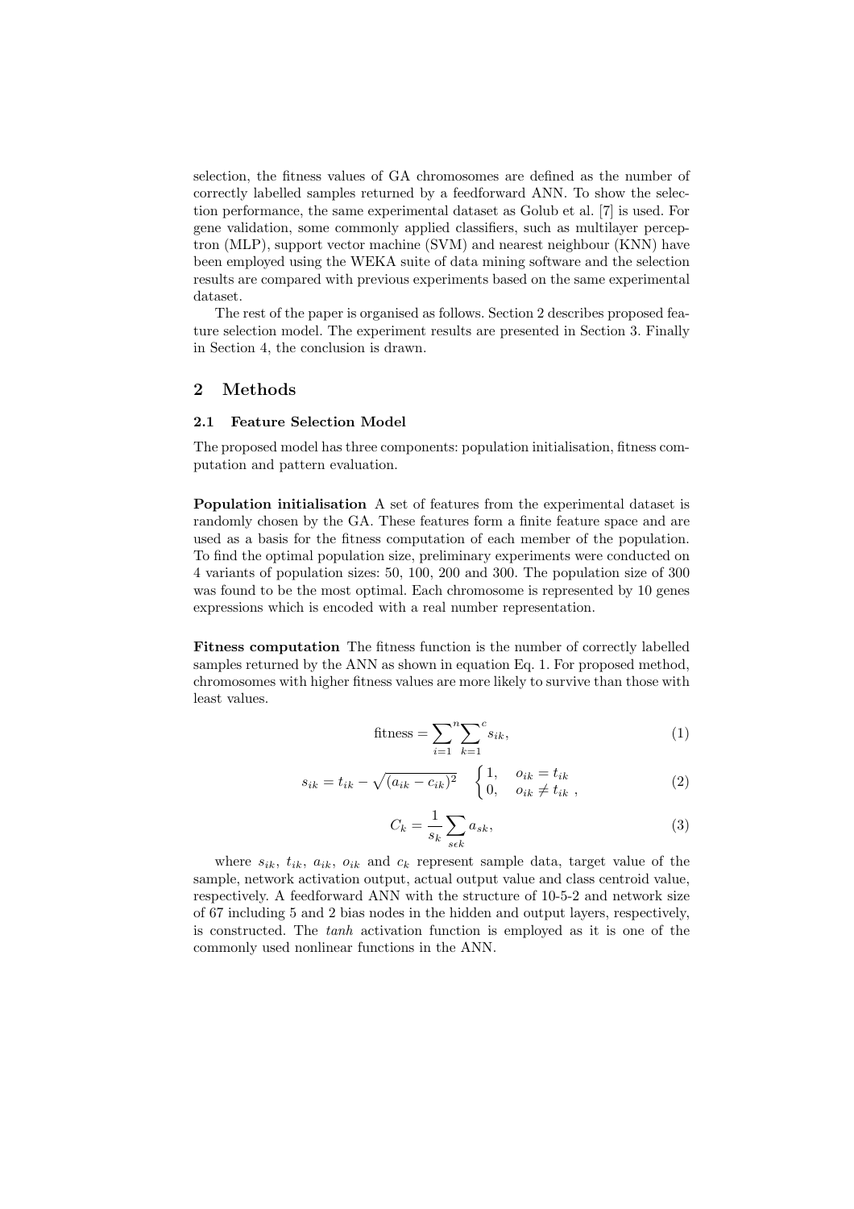selection, the fitness values of GA chromosomes are defined as the number of correctly labelled samples returned by a feedforward ANN. To show the selection performance, the same experimental dataset as Golub et al. [7] is used. For gene validation, some commonly applied classifiers, such as multilayer perceptron (MLP), support vector machine (SVM) and nearest neighbour (KNN) have been employed using the WEKA suite of data mining software and the selection results are compared with previous experiments based on the same experimental dataset.

The rest of the paper is organised as follows. Section 2 describes proposed feature selection model. The experiment results are presented in Section 3. Finally in Section 4, the conclusion is drawn.

## 2 Methods

### 2.1 Feature Selection Model

The proposed model has three components: population initialisation, fitness computation and pattern evaluation.

**Population initialisation** A set of features from the experimental dataset is randomly chosen by the GA. These features form a finite feature space and are used as a basis for the fitness computation of each member of the population. To find the optimal population size, preliminary experiments were conducted on 4 variants of population sizes: 50, 100, 200 and 300. The population size of 300 was found to be the most optimal. Each chromosome is represented by 10 genes expressions which is encoded with a real number representation.

**Fitness computation** The fitness function is the number of correctly labelled samples returned by the ANN as shown in equation Eq. 1. For proposed method, chromosomes with higher fitness values are more likely to survive than those with least values.

$$\text{fitness} = \sum_{i=1}^{n} \sum_{k=1}^{c} s_{ik}, \tag{1}$$

$$s_{ik} = t_{ik} - \sqrt{(a_{ik} - c_{ik})^2} \quad \begin{cases} 1, & o_{ik} = t_{ik} \\ 0, & o_{ik} \neq t_{ik} \end{cases}, \tag{2}$$

$$C_k = \frac{1}{s_k} \sum_{s \epsilon k} a_{sk}, \tag{3}$$

where $s_{ik}$, $t_{ik}$, $a_{ik}$, $o_{ik}$ and $c_k$ represent sample data, target value of the sample, network activation output, actual output value and class centroid value, respectively. A feedforward ANN with the structure of 10-5-2 and network size of 67 including 5 and 2 bias nodes in the hidden and output layers, respectively, is constructed. The *tanh* activation function is employed as it is one of the commonly used nonlinear functions in the ANN.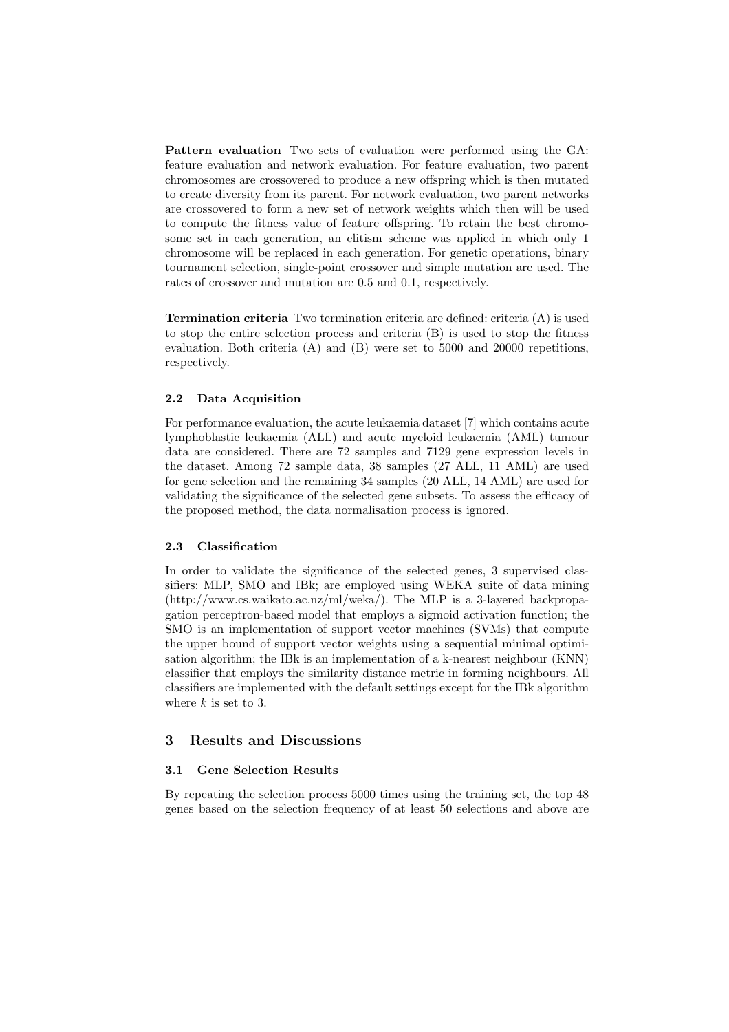**Pattern evaluation** Two sets of evaluation were performed using the GA: feature evaluation and network evaluation. For feature evaluation, two parent chromosomes are crossovered to produce a new offspring which is then mutated to create diversity from its parent. For network evaluation, two parent networks are crossovered to form a new set of network weights which then will be used to compute the fitness value of feature offspring. To retain the best chromosome set in each generation, an elitism scheme was applied in which only 1 chromosome will be replaced in each generation. For genetic operations, binary tournament selection, single-point crossover and simple mutation are used. The rates of crossover and mutation are 0.5 and 0.1, respectively.

**Termination criteria** Two termination criteria are defined: criteria (A) is used to stop the entire selection process and criteria (B) is used to stop the fitness evaluation. Both criteria (A) and (B) were set to 5000 and 20000 repetitions, respectively.

### 2.2 Data Acquisition

For performance evaluation, the acute leukaemia dataset [7] which contains acute lymphoblastic leukaemia (ALL) and acute myeloid leukaemia (AML) tumour data are considered. There are 72 samples and 7129 gene expression levels in the dataset. Among 72 sample data, 38 samples (27 ALL, 11 AML) are used for gene selection and the remaining 34 samples (20 ALL, 14 AML) are used for validating the significance of the selected gene subsets. To assess the efficacy of the proposed method, the data normalisation process is ignored.

### 2.3 Classification

In order to validate the significance of the selected genes, 3 supervised classifiers: MLP, SMO and IBk; are employed using WEKA suite of data mining (http://www.cs.waikato.ac.nz/ml/weka/). The MLP is a 3-layered backpropagation perceptron-based model that employs a sigmoid activation function; the SMO is an implementation of support vector machines (SVMs) that compute the upper bound of support vector weights using a sequential minimal optimisation algorithm; the IBk is an implementation of a k-nearest neighbour (KNN) classifier that employs the similarity distance metric in forming neighbours. All classifiers are implemented with the default settings except for the IBk algorithm where $k$ is set to 3.

## 3 Results and Discussions

### 3.1 Gene Selection Results

By repeating the selection process 5000 times using the training set, the top 48 genes based on the selection frequency of at least 50 selections and above are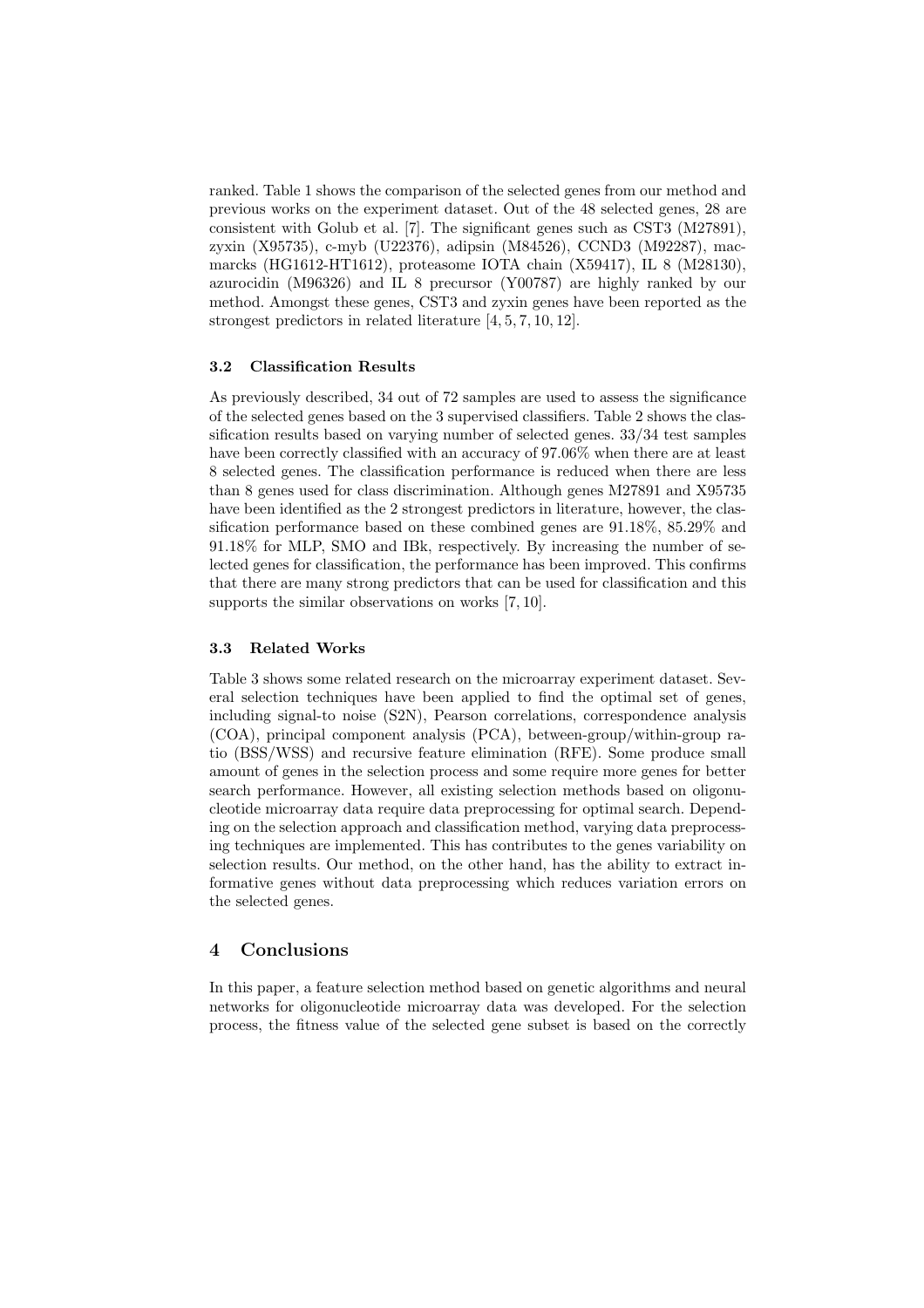ranked. Table 1 shows the comparison of the selected genes from our method and previous works on the experiment dataset. Out of the 48 selected genes, 28 are consistent with Golub et al. [7]. The significant genes such as CST3 (M27891), zyxin (X95735), c-myb (U22376), adipsin (M84526), CCND3 (M92287), macmarcks (HG1612-HT1612), proteasome IOTA chain (X59417), IL 8 (M28130), azurocidin (M96326) and IL 8 precursor (Y00787) are highly ranked by our method. Amongst these genes, CST3 and zyxin genes have been reported as the strongest predictors in related literature [4, 5, 7, 10, 12].

### 3.2 Classification Results

As previously described, 34 out of 72 samples are used to assess the significance of the selected genes based on the 3 supervised classifiers. Table 2 shows the classification results based on varying number of selected genes. 33/34 test samples have been correctly classified with an accuracy of 97.06% when there are at least 8 selected genes. The classification performance is reduced when there are less than 8 genes used for class discrimination. Although genes M27891 and X95735 have been identified as the 2 strongest predictors in literature, however, the classification performance based on these combined genes are 91.18%, 85.29% and 91.18% for MLP, SMO and IBk, respectively. By increasing the number of selected genes for classification, the performance has been improved. This confirms that there are many strong predictors that can be used for classification and this supports the similar observations on works [7, 10].

### 3.3 Related Works

Table 3 shows some related research on the microarray experiment dataset. Several selection techniques have been applied to find the optimal set of genes, including signal-to noise (S2N), Pearson correlations, correspondence analysis (COA), principal component analysis (PCA), between-group/within-group ratio (BSS/WSS) and recursive feature elimination (RFE). Some produce small amount of genes in the selection process and some require more genes for better search performance. However, all existing selection methods based on oligonucleotide microarray data require data preprocessing for optimal search. Depending on the selection approach and classification method, varying data preprocessing techniques are implemented. This has contributes to the genes variability on selection results. Our method, on the other hand, has the ability to extract informative genes without data preprocessing which reduces variation errors on the selected genes.

## 4 Conclusions

In this paper, a feature selection method based on genetic algorithms and neural networks for oligonucleotide microarray data was developed. For the selection process, the fitness value of the selected gene subset is based on the correctly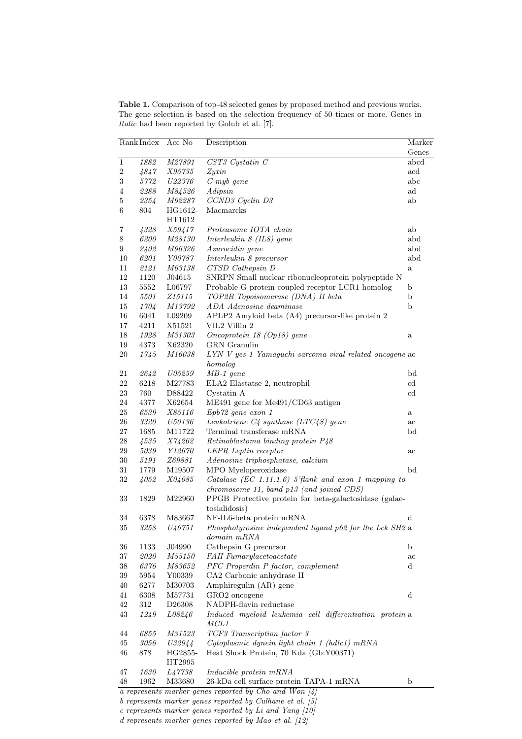**Table 1.** Comparison of top-48 selected genes by proposed method and previous works. The gene selection is based on the selection frequency of 50 times or more. Genes in *Italic* had been reported by Golub et al. [7].

| Rank | Index | Acc No | Description | Marker Genes |
|---|---|---|---|---|
| 1 | *1882* | *M27891* | *CST3 Cystatin C* | abcd |
| 2 | *4847* | *X95735* | *Zyxin* | acd |
| 3 | *5772* | *U22376* | *C-myb gene* | abc |
| 4 | *2288* | *M84526* | *Adipsin* | ad |
| 5 | *2354* | *M92287* | *CCND3 Cyclin D3* | ab |
| 6 | 804 | HG1612-HT1612 | Macmarcks | |
| 7 | *4328* | *X59417* | *Proteasome IOTA chain* | ab |
| 8 | *6200* | *M28130* | *Interleukin 8 (IL8) gene* | abd |
| 9 | *2402* | *M96326* | *Azurocidin gene* | abd |
| 10 | *6201* | *Y00787* | *Interleukin 8 precursor* | abd |
| 11 | *2121* | *M63138* | *CTSD Cathepsin D* | a |
| 12 | 1120 | J04615 | SNRPN Small nuclear ribonucleoprotein polypeptide N | |
| 13 | 5552 | L06797 | Probable G protein-coupled receptor LCR1 homolog | b |
| 14 | *5501* | *Z15115* | *TOP2B Topoisomerase (DNA) II beta* | b |
| 15 | *1704* | *M13792* | *ADA Adenosine deaminase* | b |
| 16 | 6041 | L09209 | APLP2 Amyloid beta (A4) precursor-like protein 2 | |
| 17 | 4211 | X51521 | VIL2 Villin 2 | |
| 18 | *1928* | *M31303* | *Oncoprotein 18 (Op18) gene* | a |
| 19 | 4373 | X62320 | GRN Granulin | |
| 20 | *1745* | *M16038* | *LYN V-yes-1 Yamaguchi sarcoma viral related oncogene homolog* | ac |
| 21 | *2642* | *U05259* | *MB-1 gene* | bd |
| 22 | 6218 | M27783 | ELA2 Elastatse 2, neutrophil | cd |
| 23 | 760 | D88422 | Cystatin A | cd |
| 24 | 4377 | X62654 | ME491 gene for Me491/CD63 antigen | |
| 25 | *6539* | *X85116* | *Epb72 gene exon 1* | a |
| 26 | *3320* | *U50136* | *Leukotriene C4 synthase (LTC4S) gene* | ac |
| 27 | 1685 | M11722 | Terminal transferase mRNA | bd |
| 28 | *4535* | *X74262* | *Retinoblastoma binding protein P48* | |
| 29 | *5039* | *Y12670* | *LEPR Leptin receptor* | ac |
| 30 | *5191* | *Z69881* | *Adenosine triphosphatase, calcium* | |
| 31 | 1779 | M19507 | MPO Myeloperoxidase | bd |
| 32 | *4052* | *X04085* | *Catalase (EC 1.11.1.6) 5'flank and exon 1 mapping to chromosome 11, band p13 (and joined CDS)* | |
| 33 | 1829 | M22960 | PPGB Protective protein for beta-galactosidase (galactosialidosis) | |
| 34 | 6378 | M83667 | NF-IL6-beta protein mRNA | d |
| 35 | *3258* | *U46751* | *Phosphotyrosine independent ligand p62 for the Lck SH2 domain mRNA* | a |
| 36 | 1133 | J04990 | Cathepsin G precursor | b |
| 37 | *2020* | *M55150* | *FAH Fumarylacetoacetate* | ac |
| 38 | *6376* | *M83652* | *PFC Properdin P factor, complement* | d |
| 39 | 5954 | Y00339 | CA2 Carbonic anhydrase II | |
| 40 | 6277 | M30703 | Amphiregulin (AR) gene | |
| 41 | 6308 | M57731 | GRO2 oncogene | d |
| 42 | 312 | D26308 | NADPH-flavin reductase | |
| 43 | *1249* | *L08246* | *Induced myeloid leukemia cell differentiation protein MCL1* | a |
| 44 | *6855* | *M31523* | *TCF3 Transcription factor 3* | |
| 45 | *3056* | *U32944* | *Cytoplasmic dynein light chain 1 (hdlc1) mRNA* | |
| 46 | 878 | HG2855-HT2995 | Heat Shock Protein, 70 Kda (Gb:Y00371) | |
| 47 | *1630* | *L47738* | *Inducible protein mRNA* | |
| 48 | 1962 | M33680 | 26-kDa cell surface protein TAPA-1 mRNA | b |

*a represents marker genes reported by Cho and Won [4]*
*b represents marker genes reported by Culhane et al. [5]*
*c represents marker genes reported by Li and Yang [10]*
*d represents marker genes reported by Mao et al. [12]*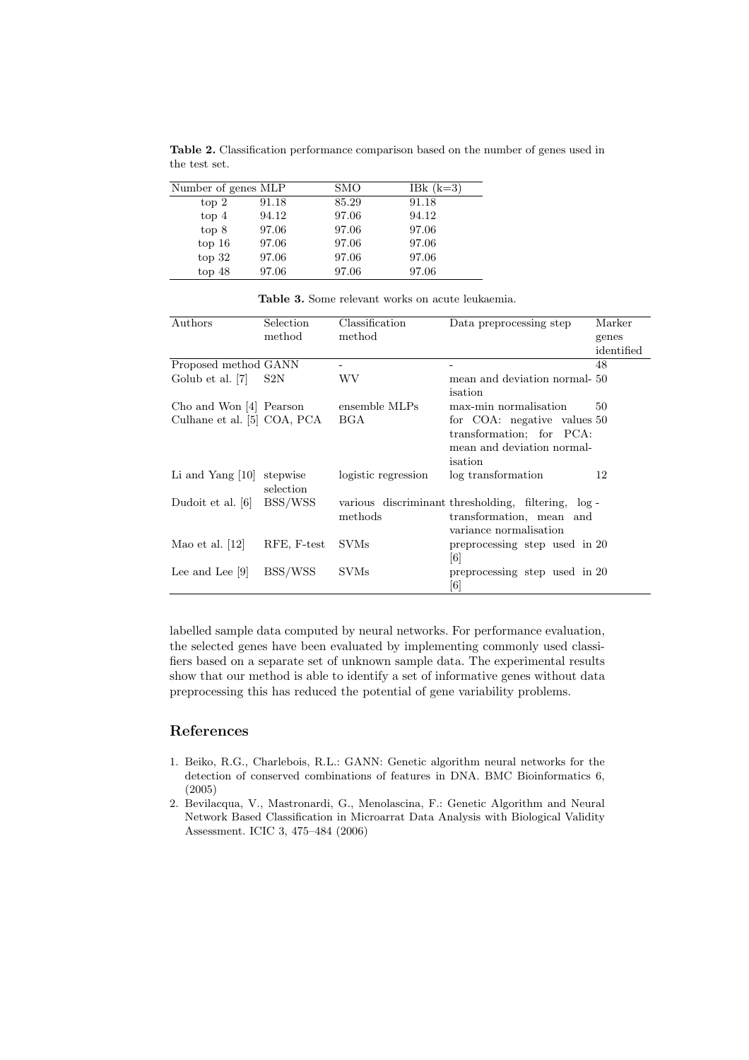**Table 2.** Classification performance comparison based on the number of genes used in the test set.

| Number of genes | MLP | SMO | IBk (k=3) |
|---|---|---|---|
| top 2 | 91.18 | 85.29 | 91.18 |
| top 4 | 94.12 | 97.06 | 94.12 |
| top 8 | 97.06 | 97.06 | 97.06 |
| top 16 | 97.06 | 97.06 | 97.06 |
| top 32 | 97.06 | 97.06 | 97.06 |
| top 48 | 97.06 | 97.06 | 97.06 |

**Table 3.** Some relevant works on acute leukaemia.

| Authors | Selection method | Classification method | Data preprocessing step | Marker genes identified |
|---|---|---|---|---|
| Proposed method | GANN | - | - | 48 |
| Golub et al. [7] | S2N | WV | mean and deviation normalisation | 50 |
| Cho and Won [4] | Pearson | ensemble MLPs | max-min normalisation | 50 |
| Culhane et al. [5] | COA, PCA | BGA | for COA: negative values transformation; for PCA: mean and deviation normalisation | 50 |
| Li and Yang [10] | stepwise selection | logistic regression | log transformation | 12 |
| Dudoit et al. [6] | BSS/WSS | various discriminant methods | thresholding, filtering, log-transformation, mean and variance normalisation | - |
| Mao et al. [12] | RFE, F-test | SVMs | preprocessing step used in [6] | 20 |
| Lee and Lee [9] | BSS/WSS | SVMs | preprocessing step used in [6] | 20 |

labelled sample data computed by neural networks. For performance evaluation, the selected genes have been evaluated by implementing commonly used classifiers based on a separate set of unknown sample data. The experimental results show that our method is able to identify a set of informative genes without data preprocessing this has reduced the potential of gene variability problems.

## References

1. Beiko, R.G., Charlebois, R.L.: GANN: Genetic algorithm neural networks for the detection of conserved combinations of features in DNA. BMC Bioinformatics 6, (2005)
2. Bevilacqua, V., Mastronardi, G., Menolascina, F.: Genetic Algorithm and Neural Network Based Classification in Microarrat Data Analysis with Biological Validity Assessment. ICIC 3, 475–484 (2006)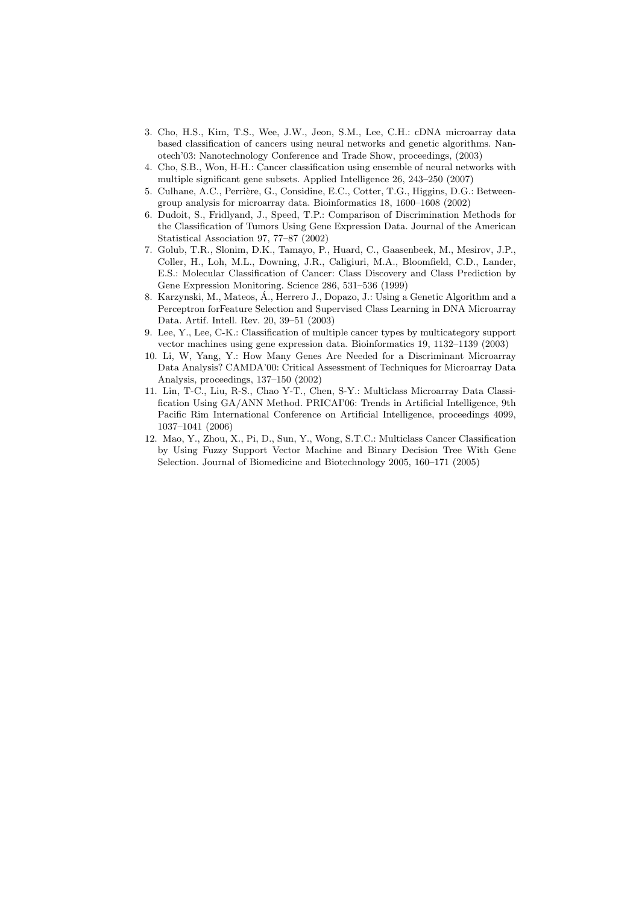3. Cho, H.S., Kim, T.S., Wee, J.W., Jeon, S.M., Lee, C.H.: cDNA microarray data based classification of cancers using neural networks and genetic algorithms. Nanotech'03: Nanotechnology Conference and Trade Show, proceedings, (2003)
4. Cho, S.B., Won, H-H.: Cancer classification using ensemble of neural networks with multiple significant gene subsets. Applied Intelligence 26, 243–250 (2007)
5. Culhane, A.C., Perrière, G., Considine, E.C., Cotter, T.G., Higgins, D.G.: Between-group analysis for microarray data. Bioinformatics 18, 1600–1608 (2002)
6. Dudoit, S., Fridlyand, J., Speed, T.P.: Comparison of Discrimination Methods for the Classification of Tumors Using Gene Expression Data. Journal of the American Statistical Association 97, 77–87 (2002)
7. Golub, T.R., Slonim, D.K., Tamayo, P., Huard, C., Gaasenbeek, M., Mesirov, J.P., Coller, H., Loh, M.L., Downing, J.R., Caligiuri, M.A., Bloomfield, C.D., Lander, E.S.: Molecular Classification of Cancer: Class Discovery and Class Prediction by Gene Expression Monitoring. Science 286, 531–536 (1999)
8. Karzynski, M., Mateos, Á., Herrero J., Dopazo, J.: Using a Genetic Algorithm and a Perceptron forFeature Selection and Supervised Class Learning in DNA Microarray Data. Artif. Intell. Rev. 20, 39–51 (2003)
9. Lee, Y., Lee, C-K.: Classification of multiple cancer types by multicategory support vector machines using gene expression data. Bioinformatics 19, 1132–1139 (2003)
10. Li, W, Yang, Y.: How Many Genes Are Needed for a Discriminant Microarray Data Analysis? CAMDA'00: Critical Assessment of Techniques for Microarray Data Analysis, proceedings, 137–150 (2002)
11. Lin, T-C., Liu, R-S., Chao Y-T., Chen, S-Y.: Multiclass Microarray Data Classification Using GA/ANN Method. PRICAI'06: Trends in Artificial Intelligence, 9th Pacific Rim International Conference on Artificial Intelligence, proceedings 4099, 1037–1041 (2006)
12. Mao, Y., Zhou, X., Pi, D., Sun, Y., Wong, S.T.C.: Multiclass Cancer Classification by Using Fuzzy Support Vector Machine and Binary Decision Tree With Gene Selection. Journal of Biomedicine and Biotechnology 2005, 160–171 (2005)